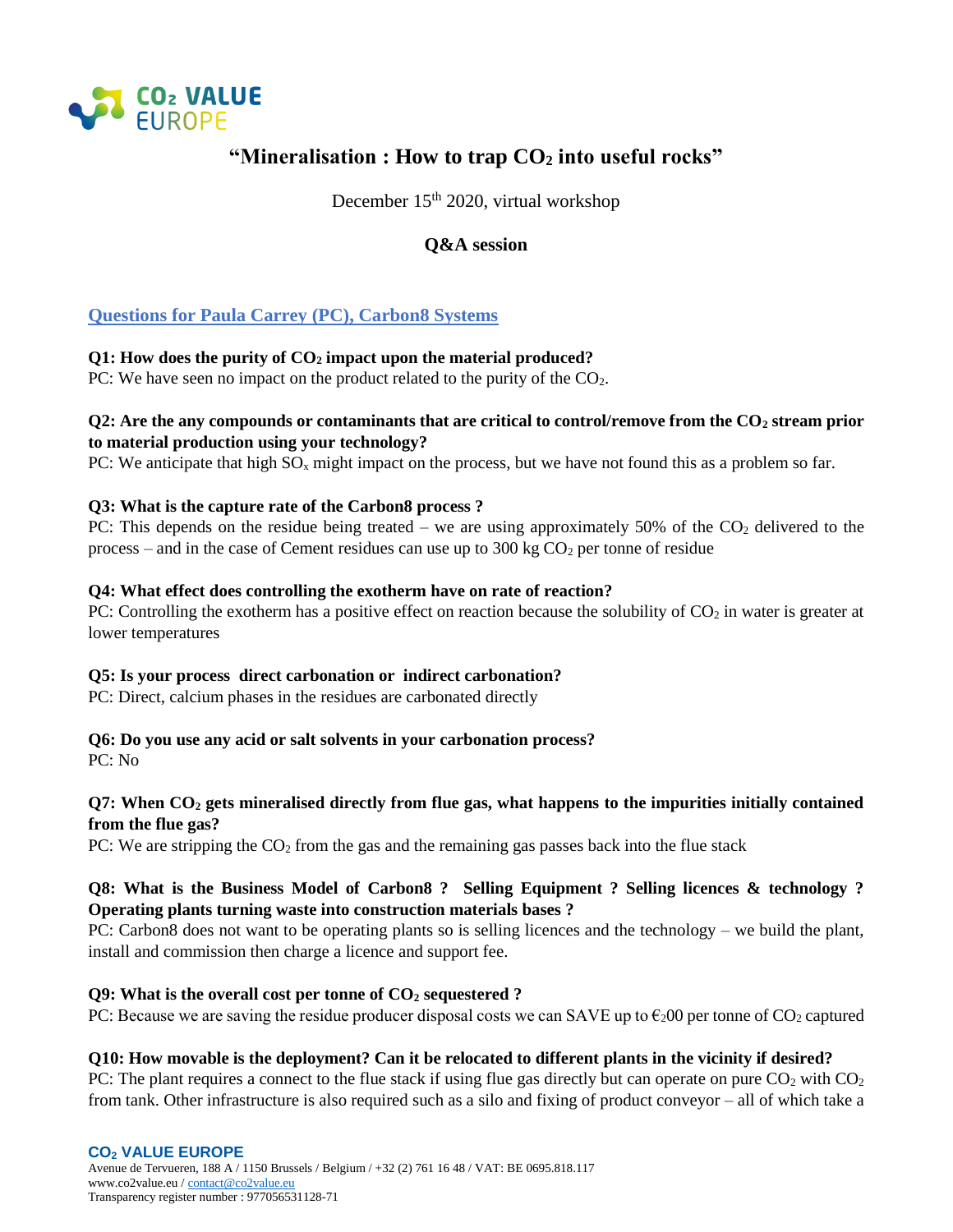# "Mineralisation : How to trap $CO_2$ into useful rocks"

December 15th 2020, virtual workshop

**Q&A session**

## Questions for Paula Carrey (PC), Carbon8 Systems

**Q1: How does the purity of $CO_2$ impact upon the material produced?**
PC: We have seen no impact on the product related to the purity of the $CO_2$.

**Q2: Are the any compounds or contaminants that are critical to control/remove from the $CO_2$ stream prior to material production using your technology?**
PC: We anticipate that high $SO_x$ might impact on the process, but we have not found this as a problem so far.

**Q3: What is the capture rate of the Carbon8 process ?**
PC: This depends on the residue being treated – we are using approximately 50% of the $CO_2$ delivered to the process – and in the case of Cement residues can use up to 300 kg $CO_2$ per tonne of residue

**Q4: What effect does controlling the exotherm have on rate of reaction?**
PC: Controlling the exotherm has a positive effect on reaction because the solubility of $CO_2$ in water is greater at lower temperatures

**Q5: Is your process direct carbonation or indirect carbonation?**
PC: Direct, calcium phases in the residues are carbonated directly

**Q6: Do you use any acid or salt solvents in your carbonation process?**
PC: No

**Q7: When $CO_2$ gets mineralised directly from flue gas, what happens to the impurities initially contained from the flue gas?**
PC: We are stripping the $CO_2$ from the gas and the remaining gas passes back into the flue stack

**Q8: What is the Business Model of Carbon8 ? Selling Equipment ? Selling licences & technology ? Operating plants turning waste into construction materials bases ?**
PC: Carbon8 does not want to be operating plants so is selling licences and the technology – we build the plant, install and commission then charge a licence and support fee.

**Q9: What is the overall cost per tonne of $CO_2$ sequestered ?**
PC: Because we are saving the residue producer disposal costs we can SAVE up to €200 per tonne of $CO_2$ captured

**Q10: How movable is the deployment? Can it be relocated to different plants in the vicinity if desired?**
PC: The plant requires a connect to the flue stack if using flue gas directly but can operate on pure $CO_2$ with $CO_2$ from tank. Other infrastructure is also required such as a silo and fixing of product conveyor – all of which take a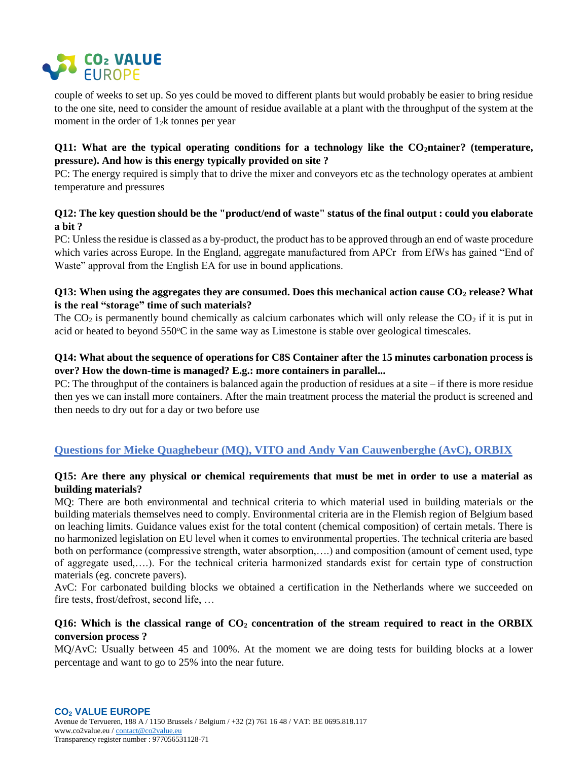couple of weeks to set up. So yes could be moved to different plants but would probably be easier to bring residue to the one site, need to consider the amount of residue available at a plant with the throughput of the system at the moment in the order of $1_2$k tonnes per year

**Q11: What are the typical operating conditions for a technology like the $CO_2$ntainer? (temperature, pressure). And how is this energy typically provided on site ?**

PC: The energy required is simply that to drive the mixer and conveyors etc as the technology operates at ambient temperature and pressures

**Q12: The key question should be the "product/end of waste" status of the final output : could you elaborate a bit ?**

PC: Unless the residue is classed as a by-product, the product has to be approved through an end of waste procedure which varies across Europe. In the England, aggregate manufactured from APCr from EfWs has gained "End of Waste" approval from the English EA for use in bound applications.

**Q13: When using the aggregates they are consumed. Does this mechanical action cause $CO_2$ release? What is the real "storage" time of such materials?**

The $CO_2$ is permanently bound chemically as calcium carbonates which will only release the $CO_2$ if it is put in acid or heated to beyond 550°C in the same way as Limestone is stable over geological timescales.

**Q14: What about the sequence of operations for C8S Container after the 15 minutes carbonation process is over? How the down-time is managed? E.g.: more containers in parallel...**

PC: The throughput of the containers is balanced again the production of residues at a site – if there is more residue then yes we can install more containers. After the main treatment process the material the product is screened and then needs to dry out for a day or two before use

## Questions for Mieke Quaghebeur (MQ), VITO and Andy Van Cauwenberghe (AvC), ORBIX

**Q15: Are there any physical or chemical requirements that must be met in order to use a material as building materials?**

MQ: There are both environmental and technical criteria to which material used in building materials or the building materials themselves need to comply. Environmental criteria are in the Flemish region of Belgium based on leaching limits. Guidance values exist for the total content (chemical composition) of certain metals. There is no harmonized legislation on EU level when it comes to environmental properties. The technical criteria are based both on performance (compressive strength, water absorption,….) and composition (amount of cement used, type of aggregate used,….). For the technical criteria harmonized standards exist for certain type of construction materials (eg. concrete pavers).

AvC: For carbonated building blocks we obtained a certification in the Netherlands where we succeeded on fire tests, frost/defrost, second life, …

**Q16: Which is the classical range of $CO_2$ concentration of the stream required to react in the ORBIX conversion process ?**

MQ/AvC: Usually between 45 and 100%. At the moment we are doing tests for building blocks at a lower percentage and want to go to 25% into the near future.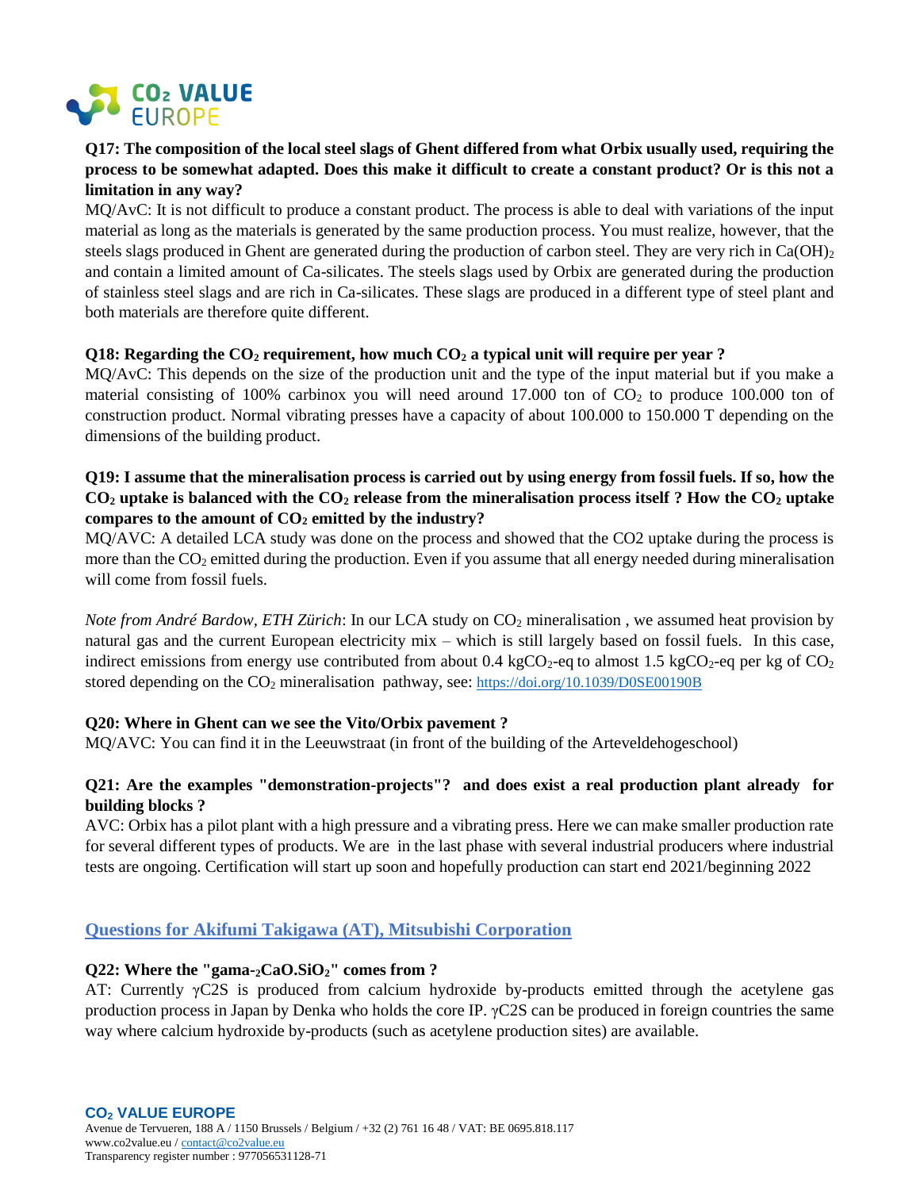**Q17: The composition of the local steel slags of Ghent differed from what Orbix usually used, requiring the process to be somewhat adapted. Does this make it difficult to create a constant product? Or is this not a limitation in any way?**

MQ/AvC: It is not difficult to produce a constant product. The process is able to deal with variations of the input material as long as the materials is generated by the same production process. You must realize, however, that the steels slags produced in Ghent are generated during the production of carbon steel. They are very rich in $Ca(OH)_2$ and contain a limited amount of Ca-silicates. The steels slags used by Orbix are generated during the production of stainless steel slags and are rich in Ca-silicates. These slags are produced in a different type of steel plant and both materials are therefore quite different.

**Q18: Regarding the $CO_2$ requirement, how much $CO_2$ a typical unit will require per year ?**

MQ/AvC: This depends on the size of the production unit and the type of the input material but if you make a material consisting of 100% carbinox you will need around 17.000 ton of $CO_2$ to produce 100.000 ton of construction product. Normal vibrating presses have a capacity of about 100.000 to 150.000 T depending on the dimensions of the building product.

**Q19: I assume that the mineralisation process is carried out by using energy from fossil fuels. If so, how the $CO_2$ uptake is balanced with the $CO_2$ release from the mineralisation process itself ? How the $CO_2$ uptake compares to the amount of $CO_2$ emitted by the industry?**

MQ/AVC: A detailed LCA study was done on the process and showed that the CO2 uptake during the process is more than the $CO_2$ emitted during the production. Even if you assume that all energy needed during mineralisation will come from fossil fuels.

*Note from André Bardow, ETH Zürich*: In our LCA study on $CO_2$ mineralisation , we assumed heat provision by natural gas and the current European electricity mix – which is still largely based on fossil fuels. In this case, indirect emissions from energy use contributed from about 0.4 kg$CO_2$-eq to almost 1.5 kg$CO_2$-eq per kg of $CO_2$ stored depending on the $CO_2$ mineralisation pathway, see: https://doi.org/10.1039/D0SE00190B

**Q20: Where in Ghent can we see the Vito/Orbix pavement ?**

MQ/AVC: You can find it in the Leeuwstraat (in front of the building of the Arteveldehogeschool)

**Q21: Are the examples "demonstration-projects"? and does exist a real production plant already for building blocks ?**

AVC: Orbix has a pilot plant with a high pressure and a vibrating press. Here we can make smaller production rate for several different types of products. We are in the last phase with several industrial producers where industrial tests are ongoing. Certification will start up soon and hopefully production can start end 2021/beginning 2022

## Questions for Akifumi Takigawa (AT), Mitsubishi Corporation

**Q22: Where the "gama-$_2$CaO.SiO$_2$" comes from ?**

AT: Currently γC2S is produced from calcium hydroxide by-products emitted through the acetylene gas production process in Japan by Denka who holds the core IP. γC2S can be produced in foreign countries the same way where calcium hydroxide by-products (such as acetylene production sites) are available.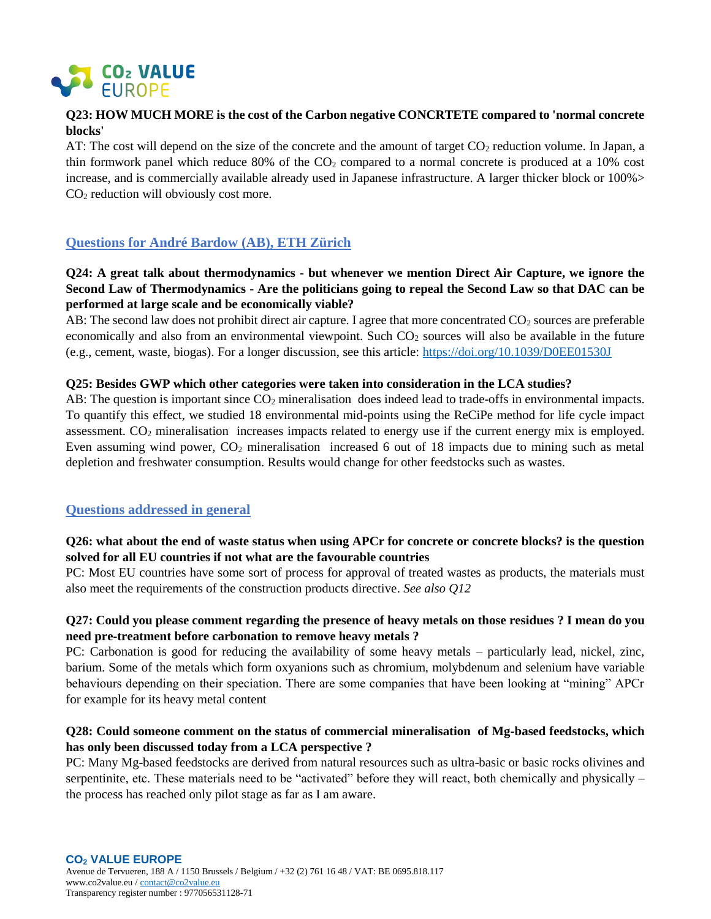**Q23: HOW MUCH MORE is the cost of the Carbon negative CONCRTETE compared to 'normal concrete blocks'**

AT: The cost will depend on the size of the concrete and the amount of target $CO_2$ reduction volume. In Japan, a thin formwork panel which reduce 80% of the $CO_2$ compared to a normal concrete is produced at a 10% cost increase, and is commercially available already used in Japanese infrastructure. A larger thicker block or 100%> $CO_2$ reduction will obviously cost more.

## Questions for André Bardow (AB), ETH Zürich

**Q24: A great talk about thermodynamics - but whenever we mention Direct Air Capture, we ignore the Second Law of Thermodynamics - Are the politicians going to repeal the Second Law so that DAC can be performed at large scale and be economically viable?**

AB: The second law does not prohibit direct air capture. I agree that more concentrated $CO_2$ sources are preferable economically and also from an environmental viewpoint. Such $CO_2$ sources will also be available in the future (e.g., cement, waste, biogas). For a longer discussion, see this article: https://doi.org/10.1039/D0EE01530J

**Q25: Besides GWP which other categories were taken into consideration in the LCA studies?**

AB: The question is important since $CO_2$ mineralisation does indeed lead to trade-offs in environmental impacts. To quantify this effect, we studied 18 environmental mid-points using the ReCiPe method for life cycle impact assessment. $CO_2$ mineralisation increases impacts related to energy use if the current energy mix is employed. Even assuming wind power, $CO_2$ mineralisation increased 6 out of 18 impacts due to mining such as metal depletion and freshwater consumption. Results would change for other feedstocks such as wastes.

## Questions addressed in general

**Q26: what about the end of waste status when using APCr for concrete or concrete blocks? is the question solved for all EU countries if not what are the favourable countries**

PC: Most EU countries have some sort of process for approval of treated wastes as products, the materials must also meet the requirements of the construction products directive. *See also Q12*

**Q27: Could you please comment regarding the presence of heavy metals on those residues ? I mean do you need pre-treatment before carbonation to remove heavy metals ?**

PC: Carbonation is good for reducing the availability of some heavy metals – particularly lead, nickel, zinc, barium. Some of the metals which form oxyanions such as chromium, molybdenum and selenium have variable behaviours depending on their speciation. There are some companies that have been looking at "mining" APCr for example for its heavy metal content

**Q28: Could someone comment on the status of commercial mineralisation of Mg-based feedstocks, which has only been discussed today from a LCA perspective ?**

PC: Many Mg-based feedstocks are derived from natural resources such as ultra-basic or basic rocks olivines and serpentinite, etc. These materials need to be "activated" before they will react, both chemically and physically – the process has reached only pilot stage as far as I am aware.